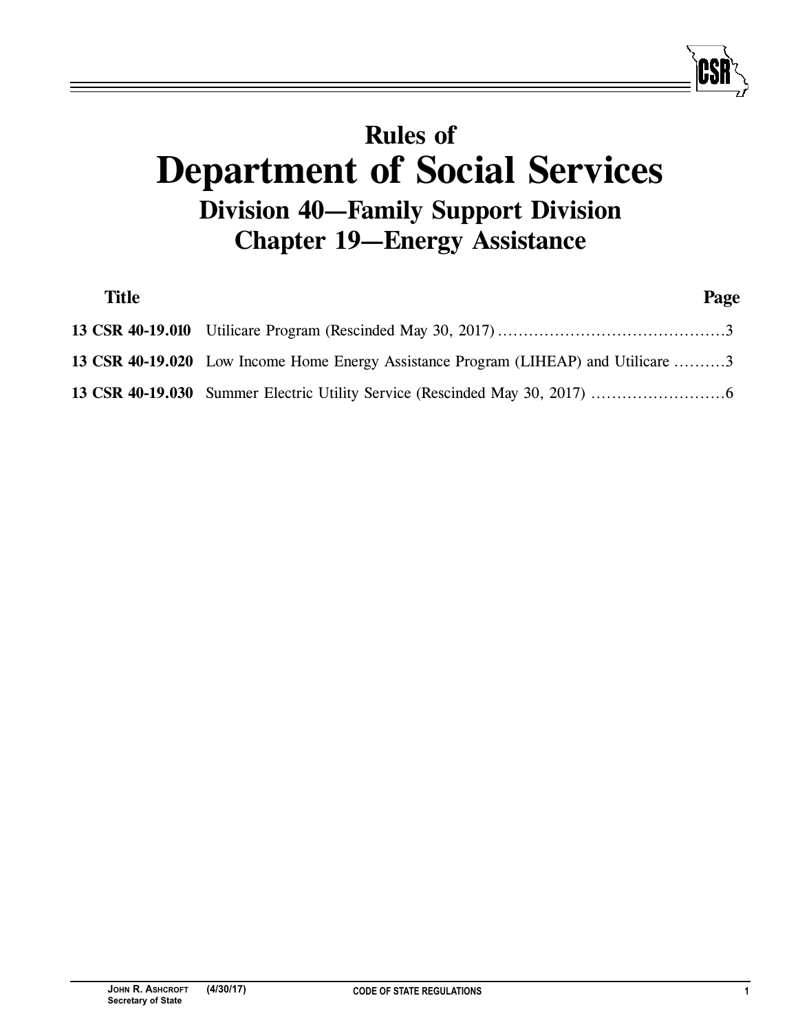# Rules of
# Department of Social Services
## Division 40—Family Support Division
## Chapter 19—Energy Assistance

| Title | | Page |
|---|---|---|
| **13 CSR 40-19.010** | Utilicare Program (Rescinded May 30, 2017) | 3 |
| **13 CSR 40-19.020** | Low Income Home Energy Assistance Program (LIHEAP) and Utilicare | 3 |
| **13 CSR 40-19.030** | Summer Electric Utility Service (Rescinded May 30, 2017) | 6 |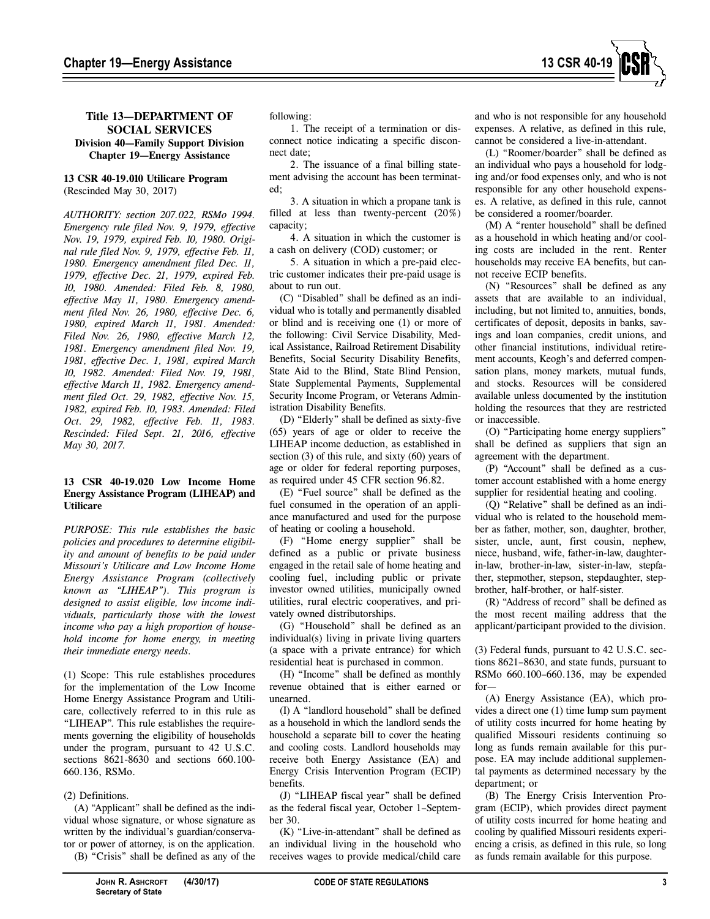# Title 13—DEPARTMENT OF SOCIAL SERVICES
## Division 40—Family Support Division
## Chapter 19—Energy Assistance

**13 CSR 40-19.010 Utilicare Program**
(Rescinded May 30, 2017)

*AUTHORITY: section 207.022, RSMo 1994. Emergency rule filed Nov. 9, 1979, effective Nov. 19, 1979, expired Feb. 10, 1980. Original rule filed Nov. 9, 1979, effective Feb. 11, 1980. Emergency amendment filed Dec. 11, 1979, effective Dec. 21, 1979, expired Feb. 10, 1980. Amended: Filed Feb. 8, 1980, effective May 11, 1980. Emergency amendment filed Nov. 26, 1980, effective Dec. 6, 1980, expired March 11, 1981. Amended: Filed Nov. 26, 1980, effective March 12, 1981. Emergency amendment filed Nov. 19, 1981, effective Dec. 1, 1981, expired March 10, 1982. Amended: Filed Nov. 19, 1981, effective March 11, 1982. Emergency amendment filed Oct. 29, 1982, effective Nov. 15, 1982, expired Feb. 10, 1983. Amended: Filed Oct. 29, 1982, effective Feb. 11, 1983. Rescinded: Filed Sept. 21, 2016, effective May 30, 2017.*

**13 CSR 40-19.020 Low Income Home Energy Assistance Program (LIHEAP) and Utilicare**

*PURPOSE: This rule establishes the basic policies and procedures to determine eligibility and amount of benefits to be paid under Missouri's Utilicare and Low Income Home Energy Assistance Program (collectively known as "LIHEAP"). This program is designed to assist eligible, low income individuals, particularly those with the lowest income who pay a high proportion of household income for home energy, in meeting their immediate energy needs.*

(1) Scope: This rule establishes procedures for the implementation of the Low Income Home Energy Assistance Program and Utilicare, collectively referred to in this rule as "LIHEAP". This rule establishes the requirements governing the eligibility of households under the program, pursuant to 42 U.S.C. sections 8621-8630 and sections 660.100-660.136, RSMo.

(2) Definitions.

(A) "Applicant" shall be defined as the individual whose signature, or whose signature as written by the individual's guardian/conservator or power of attorney, is on the application.

(B) "Crisis" shall be defined as any of the following:

1. The receipt of a termination or disconnect notice indicating a specific disconnect date;

2. The issuance of a final billing statement advising the account has been terminated;

3. A situation in which a propane tank is filled at less than twenty-percent (20%) capacity;

4. A situation in which the customer is a cash on delivery (COD) customer; or

5. A situation in which a pre-paid electric customer indicates their pre-paid usage is about to run out.

(C) "Disabled" shall be defined as an individual who is totally and permanently disabled or blind and is receiving one (1) or more of the following: Civil Service Disability, Medical Assistance, Railroad Retirement Disability Benefits, Social Security Disability Benefits, State Aid to the Blind, State Blind Pension, State Supplemental Payments, Supplemental Security Income Program, or Veterans Administration Disability Benefits.

(D) "Elderly" shall be defined as sixty-five (65) years of age or older to receive the LIHEAP income deduction, as established in section (3) of this rule, and sixty (60) years of age or older for federal reporting purposes, as required under 45 CFR section 96.82.

(E) "Fuel source" shall be defined as the fuel consumed in the operation of an appliance manufactured and used for the purpose of heating or cooling a household.

(F) "Home energy supplier" shall be defined as a public or private business engaged in the retail sale of home heating and cooling fuel, including public or private investor owned utilities, municipally owned utilities, rural electric cooperatives, and privately owned distributorships.

(G) "Household" shall be defined as an individual(s) living in private living quarters (a space with a private entrance) for which residential heat is purchased in common.

(H) "Income" shall be defined as monthly revenue obtained that is either earned or unearned.

(I) A "landlord household" shall be defined as a household in which the landlord sends the household a separate bill to cover the heating and cooling costs. Landlord households may receive both Energy Assistance (EA) and Energy Crisis Intervention Program (ECIP) benefits.

(J) "LIHEAP fiscal year" shall be defined as the federal fiscal year, October 1–September 30.

(K) "Live-in-attendant" shall be defined as an individual living in the household who receives wages to provide medical/child care and who is not responsible for any household expenses. A relative, as defined in this rule, cannot be considered a live-in-attendant.

(L) "Roomer/boarder" shall be defined as an individual who pays a household for lodging and/or food expenses only, and who is not responsible for any other household expenses. A relative, as defined in this rule, cannot be considered a roomer/boarder.

(M) A "renter household" shall be defined as a household in which heating and/or cooling costs are included in the rent. Renter households may receive EA benefits, but cannot receive ECIP benefits.

(N) "Resources" shall be defined as any assets that are available to an individual, including, but not limited to, annuities, bonds, certificates of deposit, deposits in banks, savings and loan companies, credit unions, and other financial institutions, individual retirement accounts, Keogh's and deferred compensation plans, money markets, mutual funds, and stocks. Resources will be considered available unless documented by the institution holding the resources that they are restricted or inaccessible.

(O) "Participating home energy suppliers" shall be defined as suppliers that sign an agreement with the department.

(P) "Account" shall be defined as a customer account established with a home energy supplier for residential heating and cooling.

(Q) "Relative" shall be defined as an individual who is related to the household member as father, mother, son, daughter, brother, sister, uncle, aunt, first cousin, nephew, niece, husband, wife, father-in-law, daughter-in-law, brother-in-law, sister-in-law, stepfather, stepmother, stepson, stepdaughter, stepbrother, half-brother, or half-sister.

(R) "Address of record" shall be defined as the most recent mailing address that the applicant/participant provided to the division.

(3) Federal funds, pursuant to 42 U.S.C. sections 8621–8630, and state funds, pursuant to RSMo 660.100–660.136, may be expended for—

(A) Energy Assistance (EA), which provides a direct one (1) time lump sum payment of utility costs incurred for home heating by qualified Missouri residents continuing so long as funds remain available for this purpose. EA may include additional supplemental payments as determined necessary by the department; or

(B) The Energy Crisis Intervention Program (ECIP), which provides direct payment of utility costs incurred for home heating and cooling by qualified Missouri residents experiencing a crisis, as defined in this rule, so long as funds remain available for this purpose.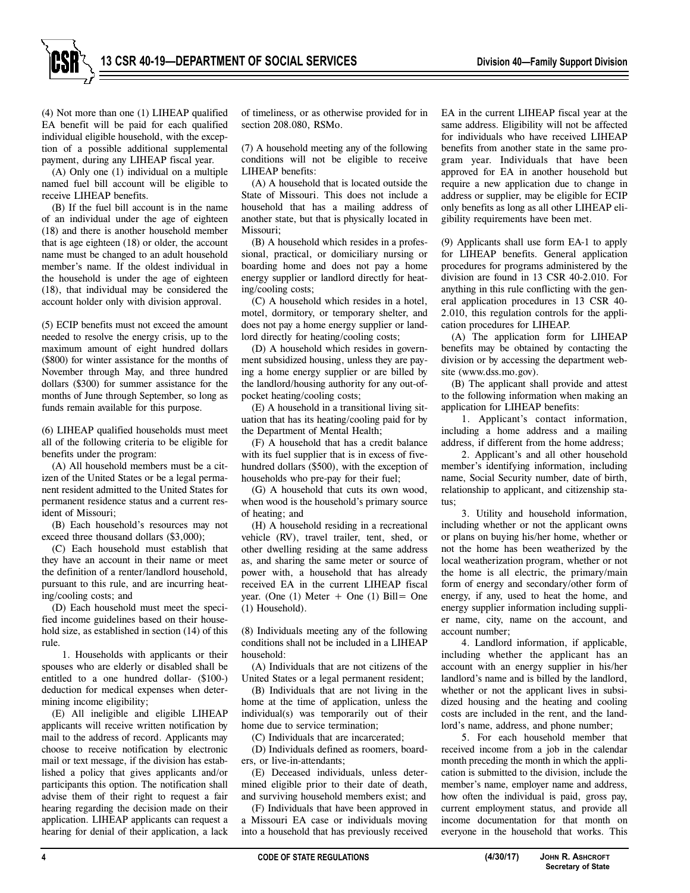(4) Not more than one (1) LIHEAP qualified EA benefit will be paid for each qualified individual eligible household, with the exception of a possible additional supplemental payment, during any LIHEAP fiscal year.

(A) Only one (1) individual on a multiple named fuel bill account will be eligible to receive LIHEAP benefits.

(B) If the fuel bill account is in the name of an individual under the age of eighteen (18) and there is another household member that is age eighteen (18) or older, the account name must be changed to an adult household member's name. If the oldest individual in the household is under the age of eighteen (18), that individual may be considered the account holder only with division approval.

(5) ECIP benefits must not exceed the amount needed to resolve the energy crisis, up to the maximum amount of eight hundred dollars ($800) for winter assistance for the months of November through May, and three hundred dollars ($300) for summer assistance for the months of June through September, so long as funds remain available for this purpose.

(6) LIHEAP qualified households must meet all of the following criteria to be eligible for benefits under the program:

(A) All household members must be a citizen of the United States or be a legal permanent resident admitted to the United States for permanent residence status and a current resident of Missouri;

(B) Each household's resources may not exceed three thousand dollars ($3,000);

(C) Each household must establish that they have an account in their name or meet the definition of a renter/landlord household, pursuant to this rule, and are incurring heating/cooling costs; and

(D) Each household must meet the specified income guidelines based on their household size, as established in section (14) of this rule.

1. Households with applicants or their spouses who are elderly or disabled shall be entitled to a one hundred dollar- ($100-) deduction for medical expenses when determining income eligibility;

(E) All ineligible and eligible LIHEAP applicants will receive written notification by mail to the address of record. Applicants may choose to receive notification by electronic mail or text message, if the division has established a policy that gives applicants and/or participants this option. The notification shall advise them of their right to request a fair hearing regarding the decision made on their application. LIHEAP applicants can request a hearing for denial of their application, a lack of timeliness, or as otherwise provided for in section 208.080, RSMo.

(7) A household meeting any of the following conditions will not be eligible to receive LIHEAP benefits:

(A) A household that is located outside the State of Missouri. This does not include a household that has a mailing address of another state, but that is physically located in Missouri;

(B) A household which resides in a professional, practical, or domiciliary nursing or boarding home and does not pay a home energy supplier or landlord directly for heating/cooling costs;

(C) A household which resides in a hotel, motel, dormitory, or temporary shelter, and does not pay a home energy supplier or landlord directly for heating/cooling costs;

(D) A household which resides in government subsidized housing, unless they are paying a home energy supplier or are billed by the landlord/housing authority for any out-of-pocket heating/cooling costs;

(E) A household in a transitional living situation that has its heating/cooling paid for by the Department of Mental Health;

(F) A household that has a credit balance with its fuel supplier that is in excess of five-hundred dollars ($500), with the exception of households who pre-pay for their fuel;

(G) A household that cuts its own wood, when wood is the household's primary source of heating; and

(H) A household residing in a recreational vehicle (RV), travel trailer, tent, shed, or other dwelling residing at the same address as, and sharing the same meter or source of power with, a household that has already received EA in the current LIHEAP fiscal year. (One (1) Meter + One (1) Bill= One (1) Household).

(8) Individuals meeting any of the following conditions shall not be included in a LIHEAP household:

(A) Individuals that are not citizens of the United States or a legal permanent resident;

(B) Individuals that are not living in the home at the time of application, unless the individual(s) was temporarily out of their home due to service termination;

(C) Individuals that are incarcerated;

(D) Individuals defined as roomers, boarders, or live-in-attendants;

(E) Deceased individuals, unless determined eligible prior to their date of death, and surviving household members exist; and

(F) Individuals that have been approved in a Missouri EA case or individuals moving into a household that has previously received EA in the current LIHEAP fiscal year at the same address. Eligibility will not be affected for individuals who have received LIHEAP benefits from another state in the same program year. Individuals that have been approved for EA in another household but require a new application due to change in address or supplier, may be eligible for ECIP only benefits as long as all other LIHEAP eligibility requirements have been met.

(9) Applicants shall use form EA-1 to apply for LIHEAP benefits. General application procedures for programs administered by the division are found in 13 CSR 40-2.010. For anything in this rule conflicting with the general application procedures in 13 CSR 40-2.010, this regulation controls for the application procedures for LIHEAP.

(A) The application form for LIHEAP benefits may be obtained by contacting the division or by accessing the department website (www.dss.mo.gov).

(B) The applicant shall provide and attest to the following information when making an application for LIHEAP benefits:

1. Applicant's contact information, including a home address and a mailing address, if different from the home address;

2. Applicant's and all other household member's identifying information, including name, Social Security number, date of birth, relationship to applicant, and citizenship status;

3. Utility and household information, including whether or not the applicant owns or plans on buying his/her home, whether or not the home has been weatherized by the local weatherization program, whether or not the home is all electric, the primary/main form of energy and secondary/other form of energy, if any, used to heat the home, and energy supplier information including supplier name, city, name on the account, and account number;

4. Landlord information, if applicable, including whether the applicant has an account with an energy supplier in his/her landlord's name and is billed by the landlord, whether or not the applicant lives in subsidized housing and the heating and cooling costs are included in the rent, and the landlord's name, address, and phone number;

5. For each household member that received income from a job in the calendar month preceding the month in which the application is submitted to the division, include the member's name, employer name and address, how often the individual is paid, gross pay, current employment status, and provide all income documentation for that month on everyone in the household that works. This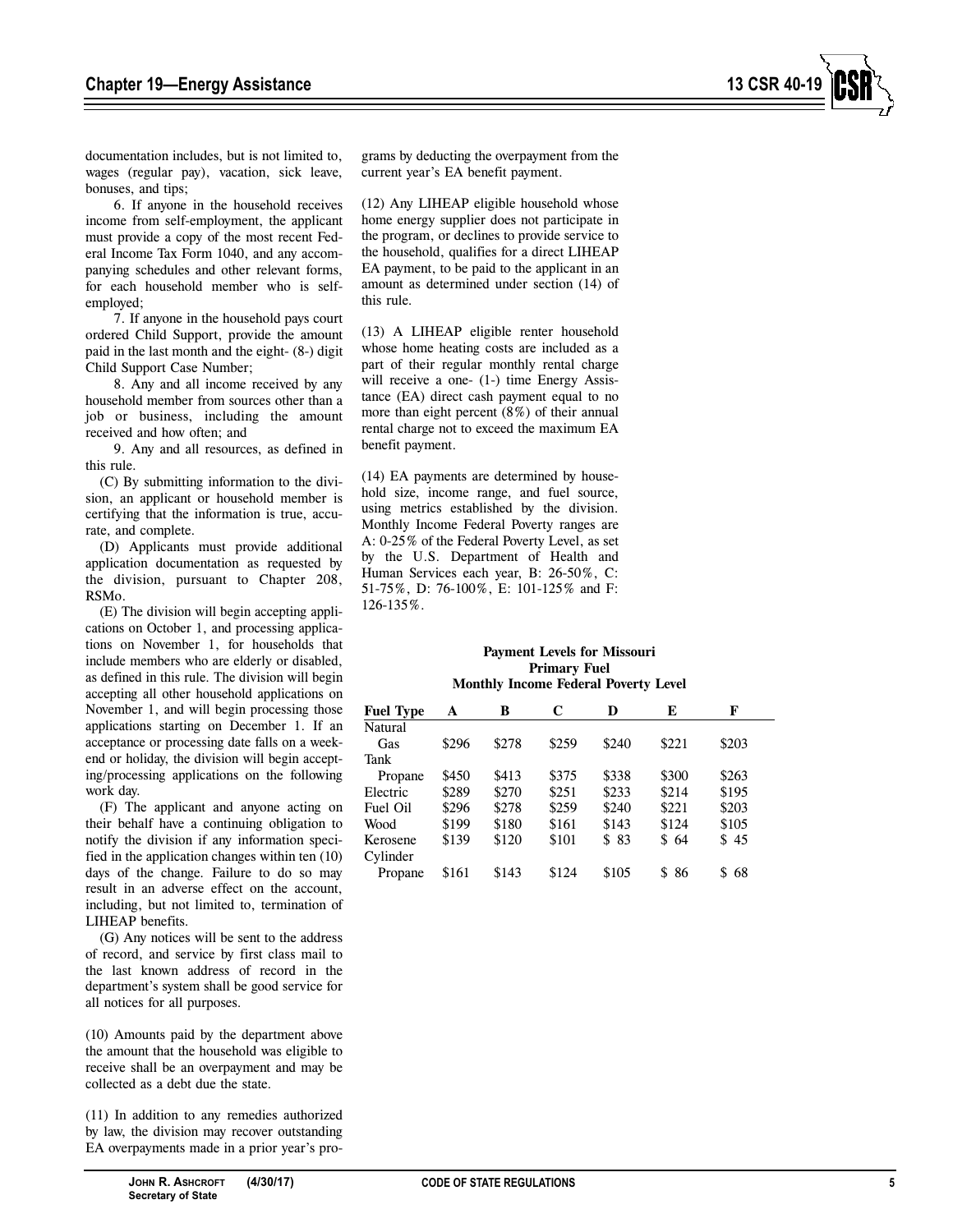documentation includes, but is not limited to, wages (regular pay), vacation, sick leave, bonuses, and tips;

6. If anyone in the household receives income from self-employment, the applicant must provide a copy of the most recent Federal Income Tax Form 1040, and any accompanying schedules and other relevant forms, for each household member who is self-employed;

7. If anyone in the household pays court ordered Child Support, provide the amount paid in the last month and the eight- (8-) digit Child Support Case Number;

8. Any and all income received by any household member from sources other than a job or business, including the amount received and how often; and

9. Any and all resources, as defined in this rule.

(C) By submitting information to the division, an applicant or household member is certifying that the information is true, accurate, and complete.

(D) Applicants must provide additional application documentation as requested by the division, pursuant to Chapter 208, RSMo.

(E) The division will begin accepting applications on October 1, and processing applications on November 1, for households that include members who are elderly or disabled, as defined in this rule. The division will begin accepting all other household applications on November 1, and will begin processing those applications starting on December 1. If an acceptance or processing date falls on a weekend or holiday, the division will begin accepting/processing applications on the following work day.

(F) The applicant and anyone acting on their behalf have a continuing obligation to notify the division if any information specified in the application changes within ten (10) days of the change. Failure to do so may result in an adverse effect on the account, including, but not limited to, termination of LIHEAP benefits.

(G) Any notices will be sent to the address of record, and service by first class mail to the last known address of record in the department's system shall be good service for all notices for all purposes.

(10) Amounts paid by the department above the amount that the household was eligible to receive shall be an overpayment and may be collected as a debt due the state.

(11) In addition to any remedies authorized by law, the division may recover outstanding EA overpayments made in a prior year's programs by deducting the overpayment from the current year's EA benefit payment.

(12) Any LIHEAP eligible household whose home energy supplier does not participate in the program, or declines to provide service to the household, qualifies for a direct LIHEAP EA payment, to be paid to the applicant in an amount as determined under section (14) of this rule.

(13) A LIHEAP eligible renter household whose home heating costs are included as a part of their regular monthly rental charge will receive a one- (1-) time Energy Assistance (EA) direct cash payment equal to no more than eight percent (8%) of their annual rental charge not to exceed the maximum EA benefit payment.

(14) EA payments are determined by household size, income range, and fuel source, using metrics established by the division. Monthly Income Federal Poverty ranges are A: 0-25% of the Federal Poverty Level, as set by the U.S. Department of Health and Human Services each year, B: 26-50%, C: 51-75%, D: 76-100%, E: 101-125% and F: 126-135%.

**Payment Levels for Missouri**
**Primary Fuel**
**Monthly Income Federal Poverty Level**

| Fuel Type | A | B | C | D | E | F |
|---|---|---|---|---|---|---|
| Natural Gas | $296 | $278 | $259 | $240 | $221 | $203 |
| Tank Propane | $450 | $413 | $375 | $338 | $300 | $263 |
| Electric | $289 | $270 | $251 | $233 | $214 | $195 |
| Fuel Oil | $296 | $278 | $259 | $240 | $221 | $203 |
| Wood | $199 | $180 | $161 | $143 | $124 | $105 |
| Kerosene | $139 | $120 | $101 | $ 83 | $ 64 | $ 45 |
| Cylinder Propane | $161 | $143 | $124 | $105 | $ 86 | $ 68 |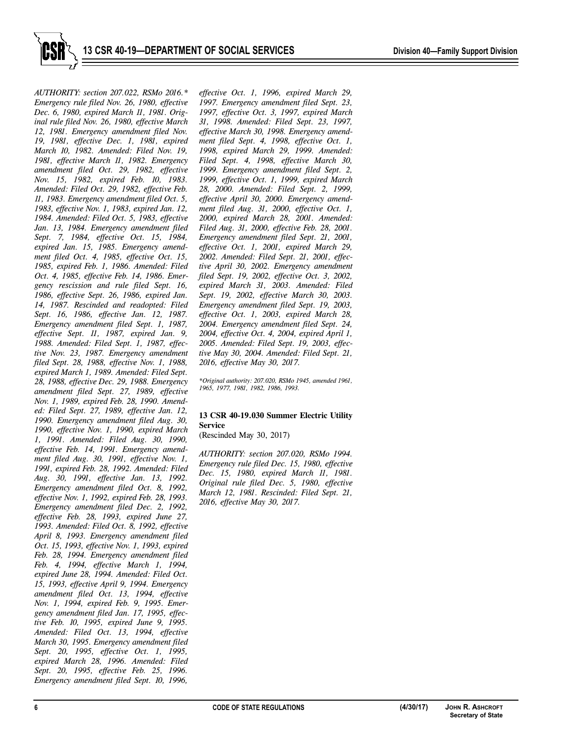*AUTHORITY: section 207.022, RSMo 2016.\* Emergency rule filed Nov. 26, 1980, effective Dec. 6, 1980, expired March 11, 1981. Original rule filed Nov. 26, 1980, effective March 12, 1981. Emergency amendment filed Nov. 19, 1981, effective Dec. 1, 1981, expired March 10, 1982. Amended: Filed Nov. 19, 1981, effective March 11, 1982. Emergency amendment filed Oct. 29, 1982, effective Nov. 15, 1982, expired Feb. 10, 1983. Amended: Filed Oct. 29, 1982, effective Feb. 11, 1983. Emergency amendment filed Oct. 5, 1983, effective Nov. 1, 1983, expired Jan. 12, 1984. Amended: Filed Oct. 5, 1983, effective Jan. 13, 1984. Emergency amendment filed Sept. 7, 1984, effective Oct. 15, 1984, expired Jan. 15, 1985. Emergency amendment filed Oct. 4, 1985, effective Oct. 15, 1985, expired Feb. 1, 1986. Amended: Filed Oct. 4, 1985, effective Feb. 14, 1986. Emergency rescission and rule filed Sept. 16, 1986, effective Sept. 26, 1986, expired Jan. 14, 1987. Rescinded and readopted: Filed Sept. 16, 1986, effective Jan. 12, 1987. Emergency amendment filed Sept. 1, 1987, effective Sept. 11, 1987, expired Jan. 9, 1988. Amended: Filed Sept. 1, 1987, effective Nov. 23, 1987. Emergency amendment filed Sept. 28, 1988, effective Nov. 1, 1988, expired March 1, 1989. Amended: Filed Sept. 28, 1988, effective Dec. 29, 1988. Emergency amendment filed Sept. 27, 1989, effective Nov. 1, 1989, expired Feb. 28, 1990. Amended: Filed Sept. 27, 1989, effective Jan. 12, 1990. Emergency amendment filed Aug. 30, 1990, effective Nov. 1, 1990, expired March 1, 1991. Amended: Filed Aug. 30, 1990, effective Feb. 14, 1991. Emergency amendment filed Aug. 30, 1991, effective Nov. 1, 1991, expired Feb. 28, 1992. Amended: Filed Aug. 30, 1991, effective Jan. 13, 1992. Emergency amendment filed Oct. 8, 1992, effective Nov. 1, 1992, expired Feb. 28, 1993. Emergency amendment filed Dec. 2, 1992, effective Feb. 28, 1993, expired June 27, 1993. Amended: Filed Oct. 8, 1992, effective April 8, 1993. Emergency amendment filed Oct. 15, 1993, effective Nov. 1, 1993, expired Feb. 28, 1994. Emergency amendment filed Feb. 4, 1994, effective March 1, 1994, expired June 28, 1994. Amended: Filed Oct. 15, 1993, effective April 9, 1994. Emergency amendment filed Oct. 13, 1994, effective Nov. 1, 1994, expired Feb. 9, 1995. Emergency amendment filed Jan. 17, 1995, effective Feb. 10, 1995, expired June 9, 1995. Amended: Filed Oct. 13, 1994, effective March 30, 1995. Emergency amendment filed Sept. 20, 1995, effective Oct. 1, 1995, expired March 28, 1996. Amended: Filed Sept. 20, 1995, effective Feb. 25, 1996. Emergency amendment filed Sept. 10, 1996, effective Oct. 1, 1996, expired March 29, 1997. Emergency amendment filed Sept. 23, 1997, effective Oct. 3, 1997, expired March 31, 1998. Amended: Filed Sept. 23, 1997, effective March 30, 1998. Emergency amendment filed Sept. 4, 1998, effective Oct. 1, 1998, expired March 29, 1999. Amended: Filed Sept. 4, 1998, effective March 30, 1999. Emergency amendment filed Sept. 2, 1999, effective Oct. 1, 1999, expired March 28, 2000. Amended: Filed Sept. 2, 1999, effective April 30, 2000. Emergency amendment filed Aug. 31, 2000, effective Oct. 1, 2000, expired March 28, 2001. Amended: Filed Aug. 31, 2000, effective Feb. 28, 2001. Emergency amendment filed Sept. 21, 2001, effective Oct. 1, 2001, expired March 29, 2002. Amended: Filed Sept. 21, 2001, effective April 30, 2002. Emergency amendment filed Sept. 19, 2002, effective Oct. 3, 2002, expired March 31, 2003. Amended: Filed Sept. 19, 2002, effective March 30, 2003. Emergency amendment filed Sept. 19, 2003, effective Oct. 1, 2003, expired March 28, 2004. Emergency amendment filed Sept. 24, 2004, effective Oct. 4, 2004, expired April 1, 2005. Amended: Filed Sept. 19, 2003, effective May 30, 2004. Amended: Filed Sept. 21, 2016, effective May 30, 2017.*

*\*Original authority: 207.020, RSMo 1945, amended 1961, 1965, 1977, 1981, 1982, 1986, 1993.*

**13 CSR 40-19.030 Summer Electric Utility Service**
(Rescinded May 30, 2017)

*AUTHORITY: section 207.020, RSMo 1994. Emergency rule filed Dec. 15, 1980, effective Dec. 15, 1980, expired March 11, 1981. Original rule filed Dec. 5, 1980, effective March 12, 1981. Rescinded: Filed Sept. 21, 2016, effective May 30, 2017.*